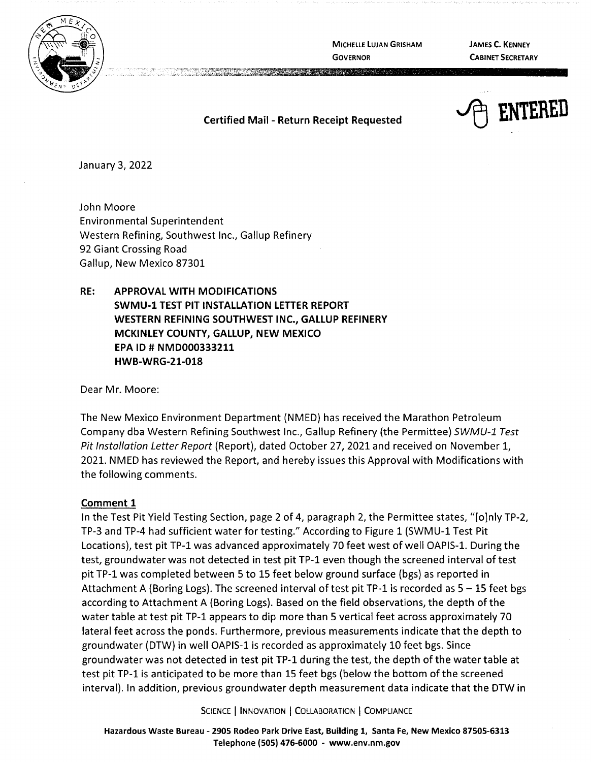MICHELLE LUJAN GRISHAM
GOVERNOR

JAMES C. KENNEY
CABINET SECRETARY

**Certified Mail - Return Receipt Requested**

ENTERED

January 3, 2022

John Moore
Environmental Superintendent
Western Refining, Southwest Inc., Gallup Refinery
92 Giant Crossing Road
Gallup, New Mexico 87301

**RE: APPROVAL WITH MODIFICATIONS
SWMU-1 TEST PIT INSTALLATION LETTER REPORT
WESTERN REFINING SOUTHWEST INC., GALLUP REFINERY
MCKINLEY COUNTY, GALLUP, NEW MEXICO
EPA ID # NMD000333211
HWB-WRG-21-018**

Dear Mr. Moore:

The New Mexico Environment Department (NMED) has received the Marathon Petroleum Company dba Western Refining Southwest Inc., Gallup Refinery (the Permittee) *SWMU-1 Test Pit Installation Letter Report* (Report), dated October 27, 2021 and received on November 1, 2021. NMED has reviewed the Report, and hereby issues this Approval with Modifications with the following comments.

**Comment 1**

In the Test Pit Yield Testing Section, page 2 of 4, paragraph 2, the Permittee states, "[o]nly TP-2, TP-3 and TP-4 had sufficient water for testing." According to Figure 1 (SWMU-1 Test Pit Locations), test pit TP-1 was advanced approximately 70 feet west of well OAPIS-1. During the test, groundwater was not detected in test pit TP-1 even though the screened interval of test pit TP-1 was completed between 5 to 15 feet below ground surface (bgs) as reported in Attachment A (Boring Logs). The screened interval of test pit TP-1 is recorded as 5 – 15 feet bgs according to Attachment A (Boring Logs). Based on the field observations, the depth of the water table at test pit TP-1 appears to dip more than 5 vertical feet across approximately 70 lateral feet across the ponds. Furthermore, previous measurements indicate that the depth to groundwater (DTW) in well OAPIS-1 is recorded as approximately 10 feet bgs. Since groundwater was not detected in test pit TP-1 during the test, the depth of the water table at test pit TP-1 is anticipated to be more than 15 feet bgs (below the bottom of the screened interval). In addition, previous groundwater depth measurement data indicate that the DTW in

SCIENCE | INNOVATION | COLLABORATION | COMPLIANCE

Hazardous Waste Bureau - 2905 Rodeo Park Drive East, Building 1, Santa Fe, New Mexico 87505-6313
Telephone (505) 476-6000 - www.env.nm.gov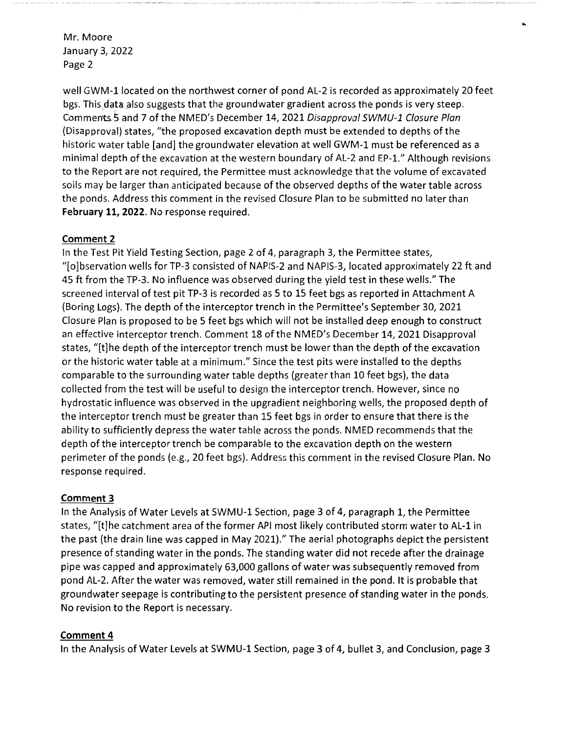well GWM-1 located on the northwest corner of pond AL-2 is recorded as approximately 20 feet bgs. This data also suggests that the groundwater gradient across the ponds is very steep. Comments 5 and 7 of the NMED's December 14, 2021 *Disapproval SWMU-1 Closure Plan* (Disapproval) states, "the proposed excavation depth must be extended to depths of the historic water table [and] the groundwater elevation at well GWM-1 must be referenced as a minimal depth of the excavation at the western boundary of AL-2 and EP-1." Although revisions to the Report are not required, the Permittee must acknowledge that the volume of excavated soils may be larger than anticipated because of the observed depths of the water table across the ponds. Address this comment in the revised Closure Plan to be submitted no later than **February 11, 2022.** No response required.

**Comment 2**

In the Test Pit Yield Testing Section, page 2 of 4, paragraph 3, the Permittee states, "[o]bservation wells for TP-3 consisted of NAPIS-2 and NAPIS-3, located approximately 22 ft and 45 ft from the TP-3. No influence was observed during the yield test in these wells." The screened interval of test pit TP-3 is recorded as 5 to 15 feet bgs as reported in Attachment A (Boring Logs). The depth of the interceptor trench in the Permittee's September 30, 2021 Closure Plan is proposed to be 5 feet bgs which will not be installed deep enough to construct an effective interceptor trench. Comment 18 of the NMED's December 14, 2021 Disapproval states, "[t]he depth of the interceptor trench must be lower than the depth of the excavation or the historic water table at a minimum." Since the test pits were installed to the depths comparable to the surrounding water table depths (greater than 10 feet bgs), the data collected from the test will be useful to design the interceptor trench. However, since no hydrostatic influence was observed in the upgradient neighboring wells, the proposed depth of the interceptor trench must be greater than 15 feet bgs in order to ensure that there is the ability to sufficiently depress the water table across the ponds. NMED recommends that the depth of the interceptor trench be comparable to the excavation depth on the western perimeter of the ponds (e.g., 20 feet bgs). Address this comment in the revised Closure Plan. No response required.

**Comment 3**

In the Analysis of Water Levels at SWMU-1 Section, page 3 of 4, paragraph 1, the Permittee states, "[t]he catchment area of the former API most likely contributed storm water to AL-1 in the past (the drain line was capped in May 2021)." The aerial photographs depict the persistent presence of standing water in the ponds. The standing water did not recede after the drainage pipe was capped and approximately 63,000 gallons of water was subsequently removed from pond AL-2. After the water was removed, water still remained in the pond. It is probable that groundwater seepage is contributing to the persistent presence of standing water in the ponds. No revision to the Report is necessary.

**Comment 4**

In the Analysis of Water Levels at SWMU-1 Section, page 3 of 4, bullet 3, and Conclusion, page 3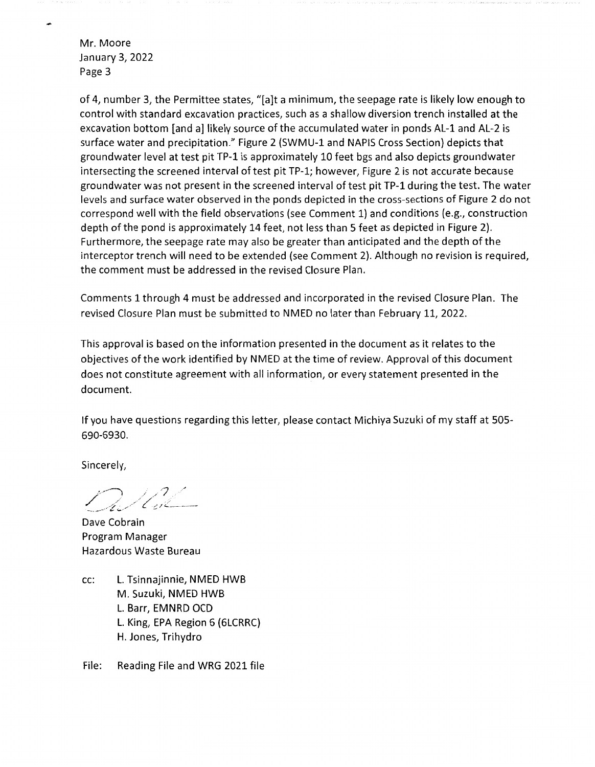of 4, number 3, the Permittee states, "[a]t a minimum, the seepage rate is likely low enough to control with standard excavation practices, such as a shallow diversion trench installed at the excavation bottom [and a] likely source of the accumulated water in ponds AL-1 and AL-2 is surface water and precipitation." Figure 2 (SWMU-1 and NAPIS Cross Section) depicts that groundwater level at test pit TP-1 is approximately 10 feet bgs and also depicts groundwater intersecting the screened interval of test pit TP-1; however, Figure 2 is not accurate because groundwater was not present in the screened interval of test pit TP-1 during the test. The water levels and surface water observed in the ponds depicted in the cross-sections of Figure 2 do not correspond well with the field observations (see Comment 1) and conditions (e.g., construction depth of the pond is approximately 14 feet, not less than 5 feet as depicted in Figure 2). Furthermore, the seepage rate may also be greater than anticipated and the depth of the interceptor trench will need to be extended (see Comment 2). Although no revision is required, the comment must be addressed in the revised Closure Plan.

Comments 1 through 4 must be addressed and incorporated in the revised Closure Plan. The revised Closure Plan must be submitted to NMED no later than February 11, 2022.

This approval is based on the information presented in the document as it relates to the objectives of the work identified by NMED at the time of review. Approval of this document does not constitute agreement with all information, or every statement presented in the document.

If you have questions regarding this letter, please contact Michiya Suzuki of my staff at 505-690-6930.

Sincerely,

Dave Cobrain
Program Manager
Hazardous Waste Bureau

cc: L. Tsinnajinnie, NMED HWB
M. Suzuki, NMED HWB
L. Barr, EMNRD OCD
L. King, EPA Region 6 (6LCRRC)
H. Jones, Trihydro

File: Reading File and WRG 2021 file